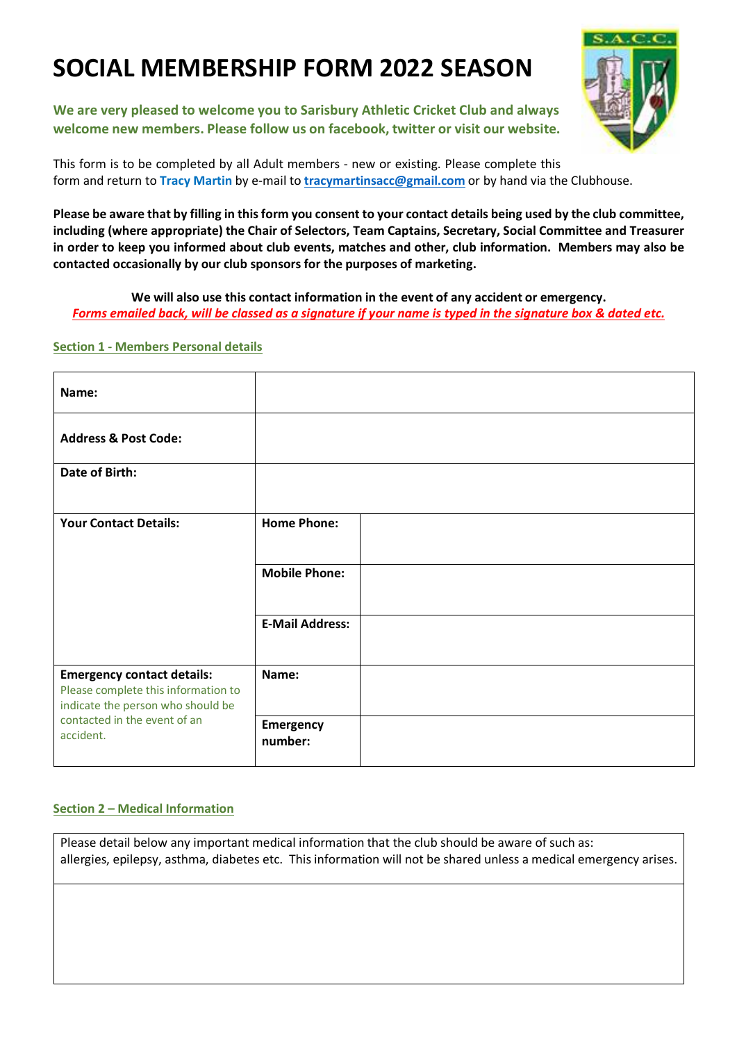# SOCIAL MEMBERSHIP FORM 2022 SEASON

**We are very pleased to welcome you to Sarisbury Athletic Cricket Club and always welcome new members. Please follow us on facebook, twitter or visit our website.**

This form is to be completed by all Adult members - new or existing. Please complete this form and return to **Tracy Martin** by e-mail to **tracymartinsacc@gmail.com** or by hand via the Clubhouse.

**Please be aware that by filling in this form you consent to your contact details being used by the club committee, including (where appropriate) the Chair of Selectors, Team Captains, Secretary, Social Committee and Treasurer in order to keep you informed about club events, matches and other, club information. Members may also be contacted occasionally by our club sponsors for the purposes of marketing.**

**We will also use this contact information in the event of any accident or emergency.**
***Forms emailed back, will be classed as a signature if your name is typed in the signature box & dated etc.***

## Section 1 - Members Personal details

| | | |
|---|---|---|
| **Name:** | | |
| **Address & Post Code:** | | |
| **Date of Birth:** | | |
| **Your Contact Details:** | **Home Phone:** | |
| | **Mobile Phone:** | |
| | **E-Mail Address:** | |
| **Emergency contact details:** Please complete this information to indicate the person who should be contacted in the event of an accident. | **Name:** | |
| | **Emergency number:** | |

## Section 2 – Medical Information

| Please detail below any important medical information that the club should be aware of such as: allergies, epilepsy, asthma, diabetes etc. This information will not be shared unless a medical emergency arises. |
|---|
| |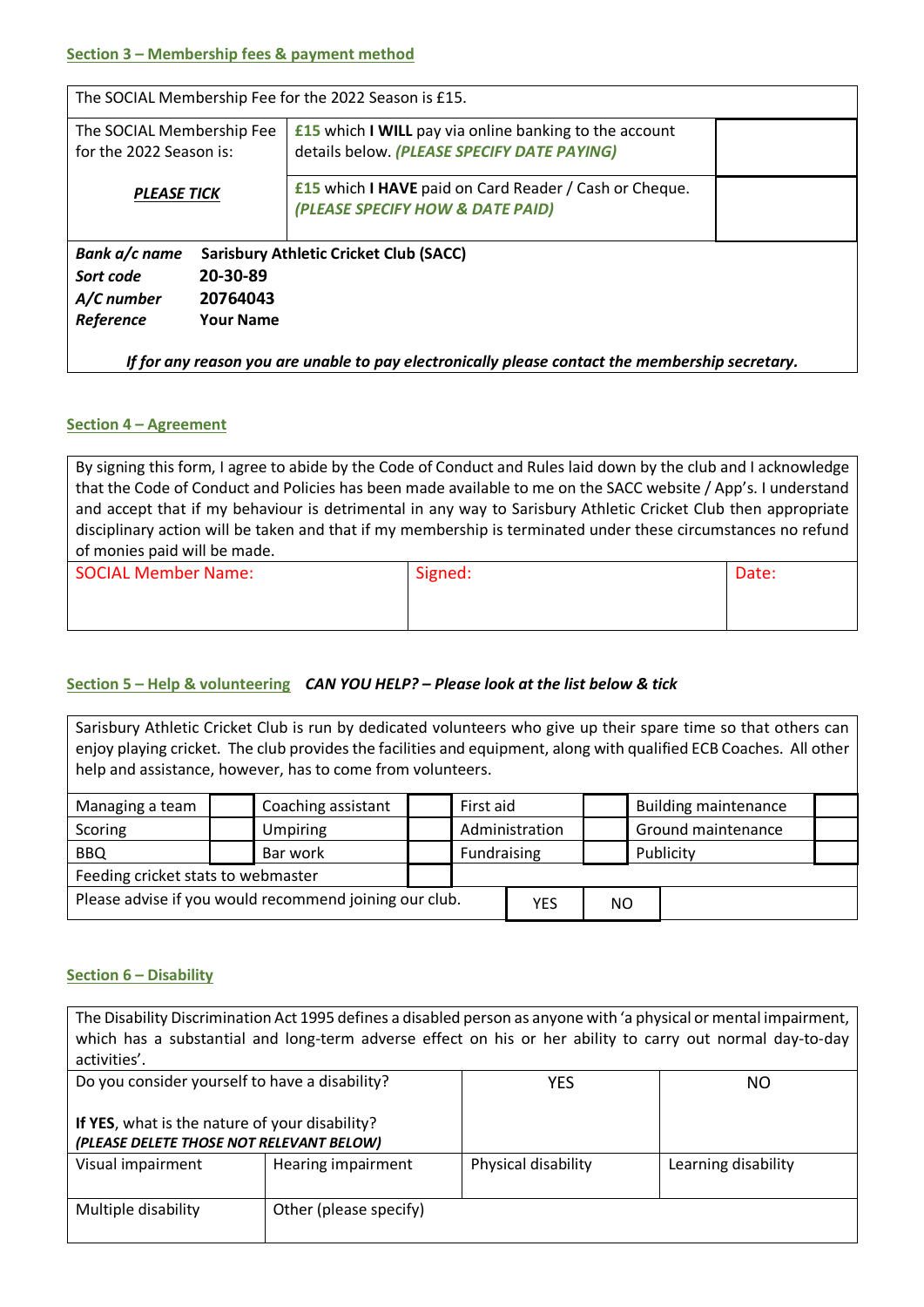## Section 3 – Membership fees & payment method

| The SOCIAL Membership Fee for the 2022 Season is £15. | | |
|---|---|---|
| The SOCIAL Membership Fee for the 2022 Season is: | **£15** which **I WILL** pay via online banking to the account details below. ***(PLEASE SPECIFY DATE PAYING)*** | |
| ***PLEASE TICK*** | **£15** which **I HAVE** paid on Card Reader / Cash or Cheque. ***(PLEASE SPECIFY HOW & DATE PAID)*** | |

| | |
|---|---|
| ***Bank a/c name*** | **Sarisbury Athletic Cricket Club (SACC)** |
| ***Sort code*** | **20-30-89** |
| ***A/C number*** | **20764043** |
| ***Reference*** | **Your Name** |

***If for any reason you are unable to pay electronically please contact the membership secretary.***

## Section 4 – Agreement

By signing this form, I agree to abide by the Code of Conduct and Rules laid down by the club and I acknowledge that the Code of Conduct and Policies has been made available to me on the SACC website / App's. I understand and accept that if my behaviour is detrimental in any way to Sarisbury Athletic Cricket Club then appropriate disciplinary action will be taken and that if my membership is terminated under these circumstances no refund of monies paid will be made.

| SOCIAL Member Name: | Signed: | Date: |
|---|---|---|
| | | |

## Section 5 – Help & volunteering ***CAN YOU HELP? – Please look at the list below & tick***

Sarisbury Athletic Cricket Club is run by dedicated volunteers who give up their spare time so that others can enjoy playing cricket. The club provides the facilities and equipment, along with qualified ECB Coaches. All other help and assistance, however, has to come from volunteers.

| | | | | | | | |
|---|---|---|---|---|---|---|---|
| Managing a team | | Coaching assistant | | First aid | | Building maintenance | |
| Scoring | | Umpiring | | Administration | | Ground maintenance | |
| BBQ | | Bar work | | Fundraising | | Publicity | |
| Feeding cricket stats to webmaster | | | | | | | |
| Please advise if you would recommend joining our club. | | | | YES | NO | | |

## Section 6 – Disability

The Disability Discrimination Act 1995 defines a disabled person as anyone with 'a physical or mental impairment, which has a substantial and long-term adverse effect on his or her ability to carry out normal day-to-day activities'.

| Do you consider yourself to have a disability?<br><br>**If YES**, what is the nature of your disability?<br>***(PLEASE DELETE THOSE NOT RELEVANT BELOW)*** | | YES | NO |
|---|---|---|---|
| Visual impairment | Hearing impairment | Physical disability | Learning disability |
| Multiple disability | Other (please specify) | | |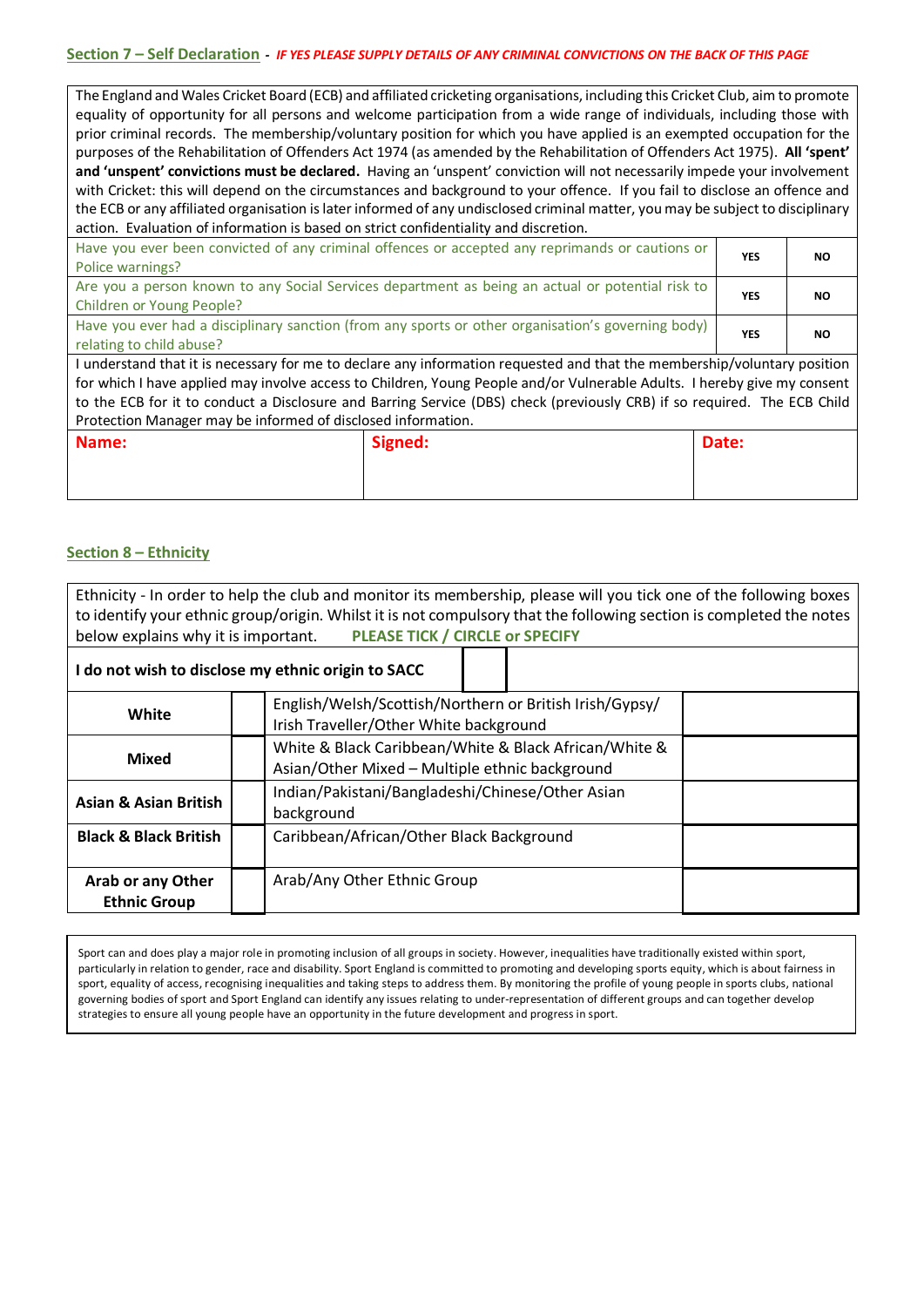## Section 7 – Self Declaration - *IF YES PLEASE SUPPLY DETAILS OF ANY CRIMINAL CONVICTIONS ON THE BACK OF THIS PAGE*

The England and Wales Cricket Board (ECB) and affiliated cricketing organisations, including this Cricket Club, aim to promote equality of opportunity for all persons and welcome participation from a wide range of individuals, including those with prior criminal records. The membership/voluntary position for which you have applied is an exempted occupation for the purposes of the Rehabilitation of Offenders Act 1974 (as amended by the Rehabilitation of Offenders Act 1975). **All 'spent' and 'unspent' convictions must be declared.** Having an 'unspent' conviction will not necessarily impede your involvement with Cricket: this will depend on the circumstances and background to your offence. If you fail to disclose an offence and the ECB or any affiliated organisation is later informed of any undisclosed criminal matter, you may be subject to disciplinary action. Evaluation of information is based on strict confidentiality and discretion.

| | | |
|---|---|---|
| Have you ever been convicted of any criminal offences or accepted any reprimands or cautions or Police warnings? | YES | NO |
| Are you a person known to any Social Services department as being an actual or potential risk to Children or Young People? | YES | NO |
| Have you ever had a disciplinary sanction (from any sports or other organisation's governing body) relating to child abuse? | YES | NO |

I understand that it is necessary for me to declare any information requested and that the membership/voluntary position for which I have applied may involve access to Children, Young People and/or Vulnerable Adults. I hereby give my consent to the ECB for it to conduct a Disclosure and Barring Service (DBS) check (previously CRB) if so required. The ECB Child Protection Manager may be informed of disclosed information.

| Name: | Signed: | Date: |
|---|---|---|
| | | |

## Section 8 – Ethnicity

Ethnicity - In order to help the club and monitor its membership, please will you tick one of the following boxes to identify your ethnic group/origin. Whilst it is not compulsory that the following section is completed the notes below explains why it is important. **PLEASE TICK / CIRCLE or SPECIFY**

| | | | |
|---|---|---|---|
| **I do not wish to disclose my ethnic origin to SACC** | | | |
| **White** | | English/Welsh/Scottish/Northern or British Irish/Gypsy/ Irish Traveller/Other White background | |
| **Mixed** | | White & Black Caribbean/White & Black African/White & Asian/Other Mixed – Multiple ethnic background | |
| **Asian & Asian British** | | Indian/Pakistani/Bangladeshi/Chinese/Other Asian background | |
| **Black & Black British** | | Caribbean/African/Other Black Background | |
| **Arab or any Other Ethnic Group** | | Arab/Any Other Ethnic Group | |

Sport can and does play a major role in promoting inclusion of all groups in society. However, inequalities have traditionally existed within sport, particularly in relation to gender, race and disability. Sport England is committed to promoting and developing sports equity, which is about fairness in sport, equality of access, recognising inequalities and taking steps to address them. By monitoring the profile of young people in sports clubs, national governing bodies of sport and Sport England can identify any issues relating to under-representation of different groups and can together develop strategies to ensure all young people have an opportunity in the future development and progress in sport.